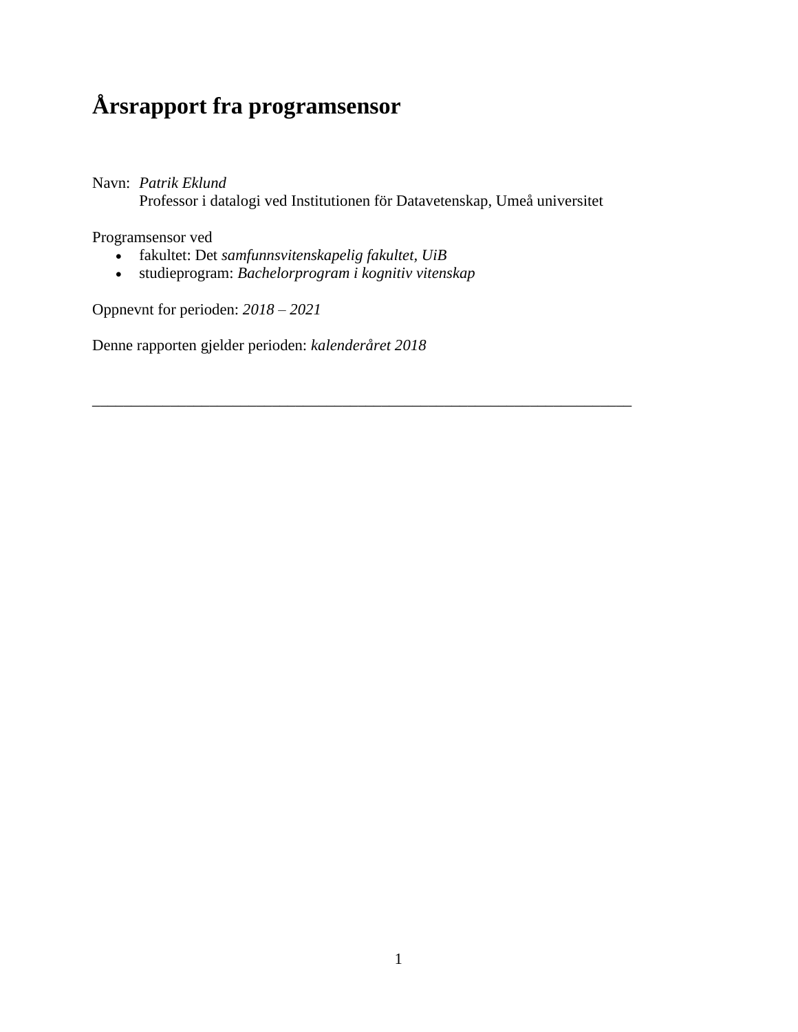# Årsrapport fra programsensor

Navn: *Patrik Eklund*
Professor i datalogi ved Institutionen för Datavetenskap, Umeå universitet

Programsensor ved

- fakultet: Det *samfunnsvitenskapelig fakultet, UiB*
- studieprogram: *Bachelorprogram i kognitiv vitenskap*

Oppnevnt for perioden: *2018 – 2021*

Denne rapporten gjelder perioden: *kalenderåret 2018*

---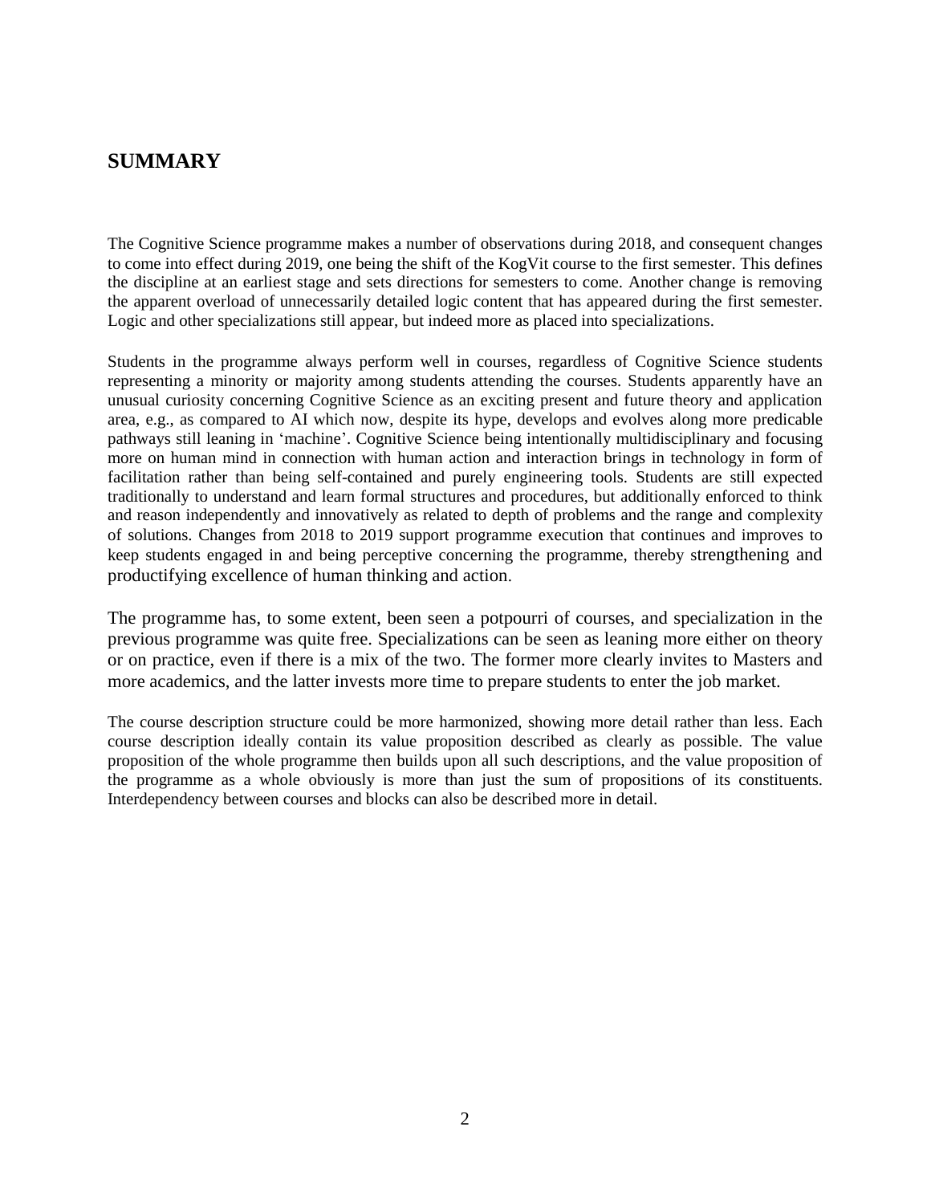## SUMMARY

The Cognitive Science programme makes a number of observations during 2018, and consequent changes to come into effect during 2019, one being the shift of the KogVit course to the first semester. This defines the discipline at an earliest stage and sets directions for semesters to come. Another change is removing the apparent overload of unnecessarily detailed logic content that has appeared during the first semester. Logic and other specializations still appear, but indeed more as placed into specializations.

Students in the programme always perform well in courses, regardless of Cognitive Science students representing a minority or majority among students attending the courses. Students apparently have an unusual curiosity concerning Cognitive Science as an exciting present and future theory and application area, e.g., as compared to AI which now, despite its hype, develops and evolves along more predicable pathways still leaning in 'machine'. Cognitive Science being intentionally multidisciplinary and focusing more on human mind in connection with human action and interaction brings in technology in form of facilitation rather than being self-contained and purely engineering tools. Students are still expected traditionally to understand and learn formal structures and procedures, but additionally enforced to think and reason independently and innovatively as related to depth of problems and the range and complexity of solutions. Changes from 2018 to 2019 support programme execution that continues and improves to keep students engaged in and being perceptive concerning the programme, thereby strengthening and productifying excellence of human thinking and action.

The programme has, to some extent, been seen a potpourri of courses, and specialization in the previous programme was quite free. Specializations can be seen as leaning more either on theory or on practice, even if there is a mix of the two. The former more clearly invites to Masters and more academics, and the latter invests more time to prepare students to enter the job market.

The course description structure could be more harmonized, showing more detail rather than less. Each course description ideally contain its value proposition described as clearly as possible. The value proposition of the whole programme then builds upon all such descriptions, and the value proposition of the programme as a whole obviously is more than just the sum of propositions of its constituents. Interdependency between courses and blocks can also be described more in detail.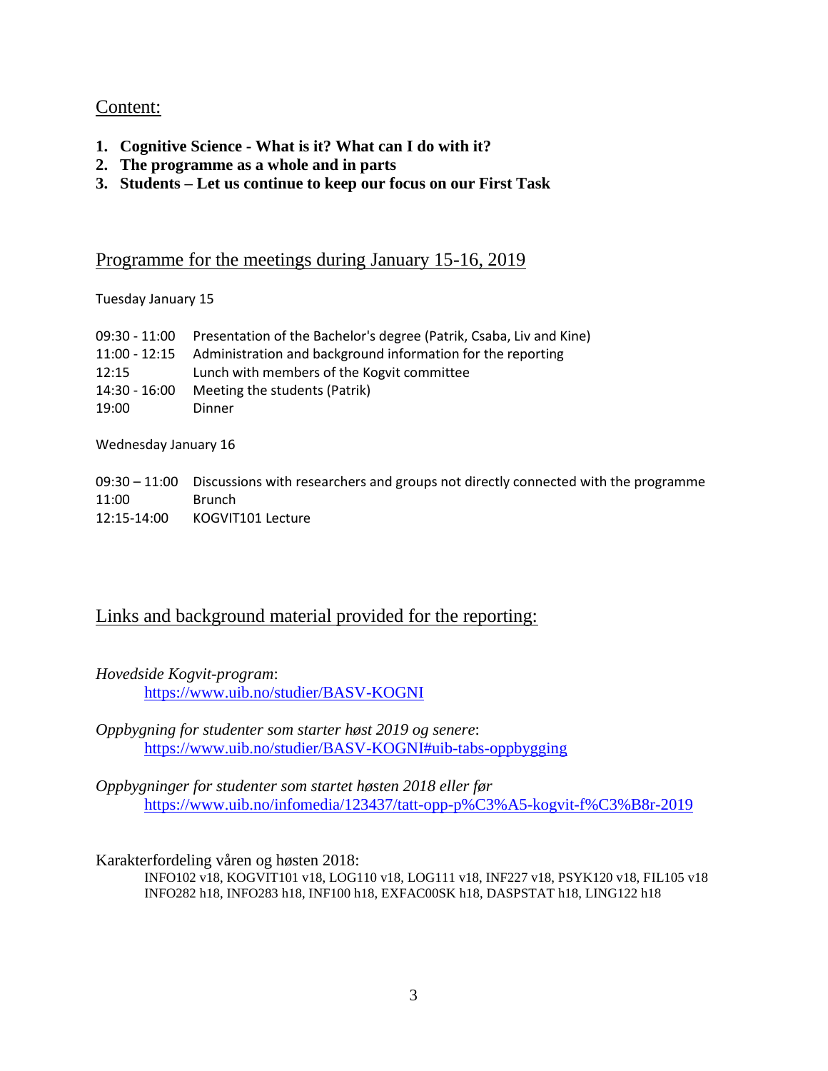## Content:

1. **Cognitive Science - What is it? What can I do with it?**
2. **The programme as a whole and in parts**
3. **Students – Let us continue to keep our focus on our First Task**

## Programme for the meetings during January 15-16, 2019

Tuesday January 15

| | |
|---|---|
| 09:30 - 11:00 | Presentation of the Bachelor's degree (Patrik, Csaba, Liv and Kine) |
| 11:00 - 12:15 | Administration and background information for the reporting |
| 12:15 | Lunch with members of the Kogvit committee |
| 14:30 - 16:00 | Meeting the students (Patrik) |
| 19:00 | Dinner |

Wednesday January 16

| | |
|---|---|
| 09:30 – 11:00 | Discussions with researchers and groups not directly connected with the programme |
| 11:00 | Brunch |
| 12:15-14:00 | KOGVIT101 Lecture |

## Links and background material provided for the reporting:

*Hovedside Kogvit-program*:
https://www.uib.no/studier/BASV-KOGNI

*Oppbygning for studenter som starter høst 2019 og senere*:
https://www.uib.no/studier/BASV-KOGNI#uib-tabs-oppbygging

*Oppbygninger for studenter som startet høsten 2018 eller før*
https://www.uib.no/infomedia/123437/tatt-opp-p%C3%A5-kogvit-f%C3%B8r-2019

Karakterfordeling våren og høsten 2018:
INFO102 v18, KOGVIT101 v18, LOG110 v18, LOG111 v18, INF227 v18, PSYK120 v18, FIL105 v18
INFO282 h18, INFO283 h18, INF100 h18, EXFAC00SK h18, DASPSTAT h18, LING122 h18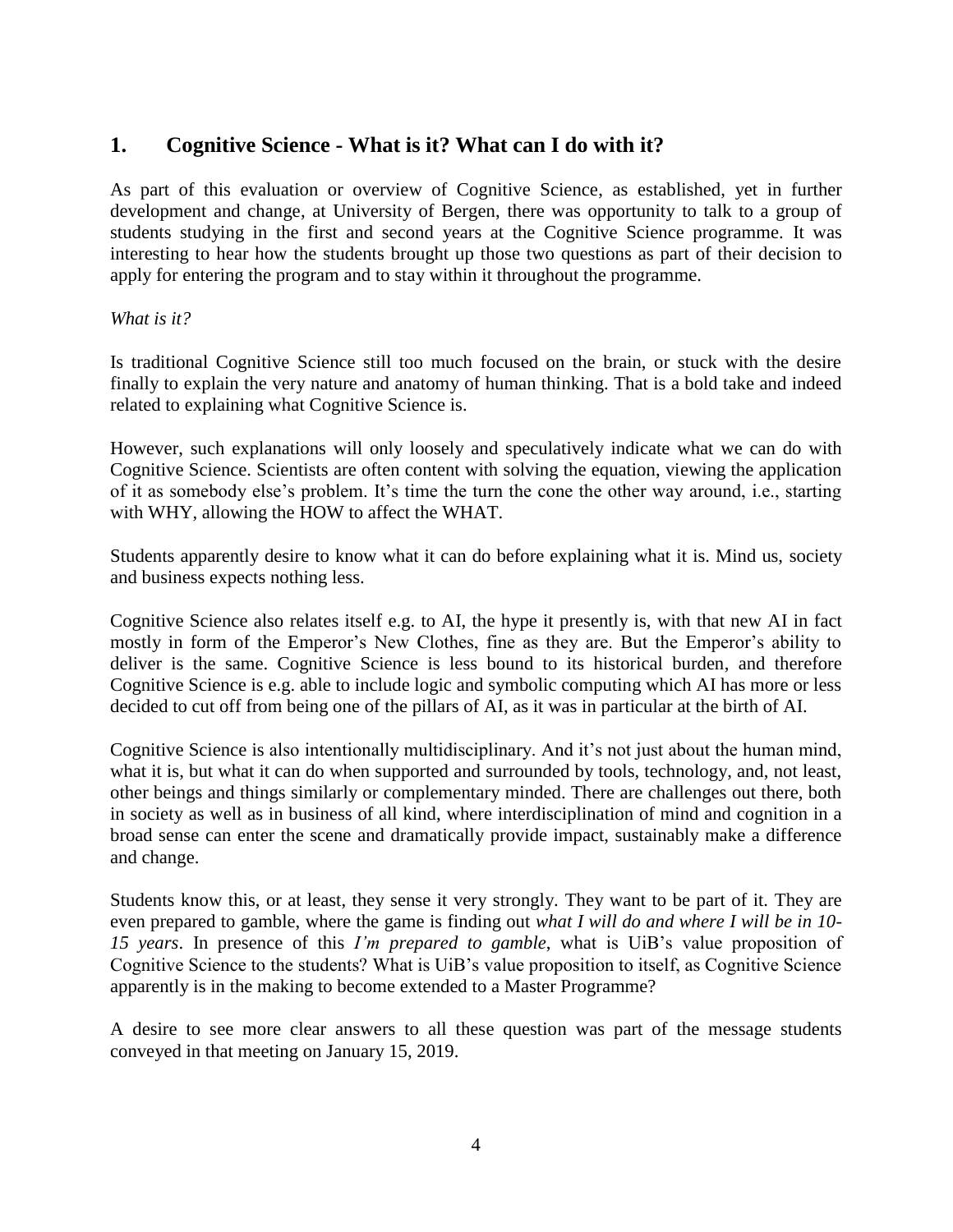## 1. Cognitive Science - What is it? What can I do with it?

As part of this evaluation or overview of Cognitive Science, as established, yet in further development and change, at University of Bergen, there was opportunity to talk to a group of students studying in the first and second years at the Cognitive Science programme. It was interesting to hear how the students brought up those two questions as part of their decision to apply for entering the program and to stay within it throughout the programme.

*What is it?*

Is traditional Cognitive Science still too much focused on the brain, or stuck with the desire finally to explain the very nature and anatomy of human thinking. That is a bold take and indeed related to explaining what Cognitive Science is.

However, such explanations will only loosely and speculatively indicate what we can do with Cognitive Science. Scientists are often content with solving the equation, viewing the application of it as somebody else's problem. It's time the turn the cone the other way around, i.e., starting with WHY, allowing the HOW to affect the WHAT.

Students apparently desire to know what it can do before explaining what it is. Mind us, society and business expects nothing less.

Cognitive Science also relates itself e.g. to AI, the hype it presently is, with that new AI in fact mostly in form of the Emperor's New Clothes, fine as they are. But the Emperor's ability to deliver is the same. Cognitive Science is less bound to its historical burden, and therefore Cognitive Science is e.g. able to include logic and symbolic computing which AI has more or less decided to cut off from being one of the pillars of AI, as it was in particular at the birth of AI.

Cognitive Science is also intentionally multidisciplinary. And it's not just about the human mind, what it is, but what it can do when supported and surrounded by tools, technology, and, not least, other beings and things similarly or complementary minded. There are challenges out there, both in society as well as in business of all kind, where interdisciplination of mind and cognition in a broad sense can enter the scene and dramatically provide impact, sustainably make a difference and change.

Students know this, or at least, they sense it very strongly. They want to be part of it. They are even prepared to gamble, where the game is finding out *what I will do and where I will be in 10-15 years*. In presence of this *I'm prepared to gamble*, what is UiB's value proposition of Cognitive Science to the students? What is UiB's value proposition to itself, as Cognitive Science apparently is in the making to become extended to a Master Programme?

A desire to see more clear answers to all these question was part of the message students conveyed in that meeting on January 15, 2019.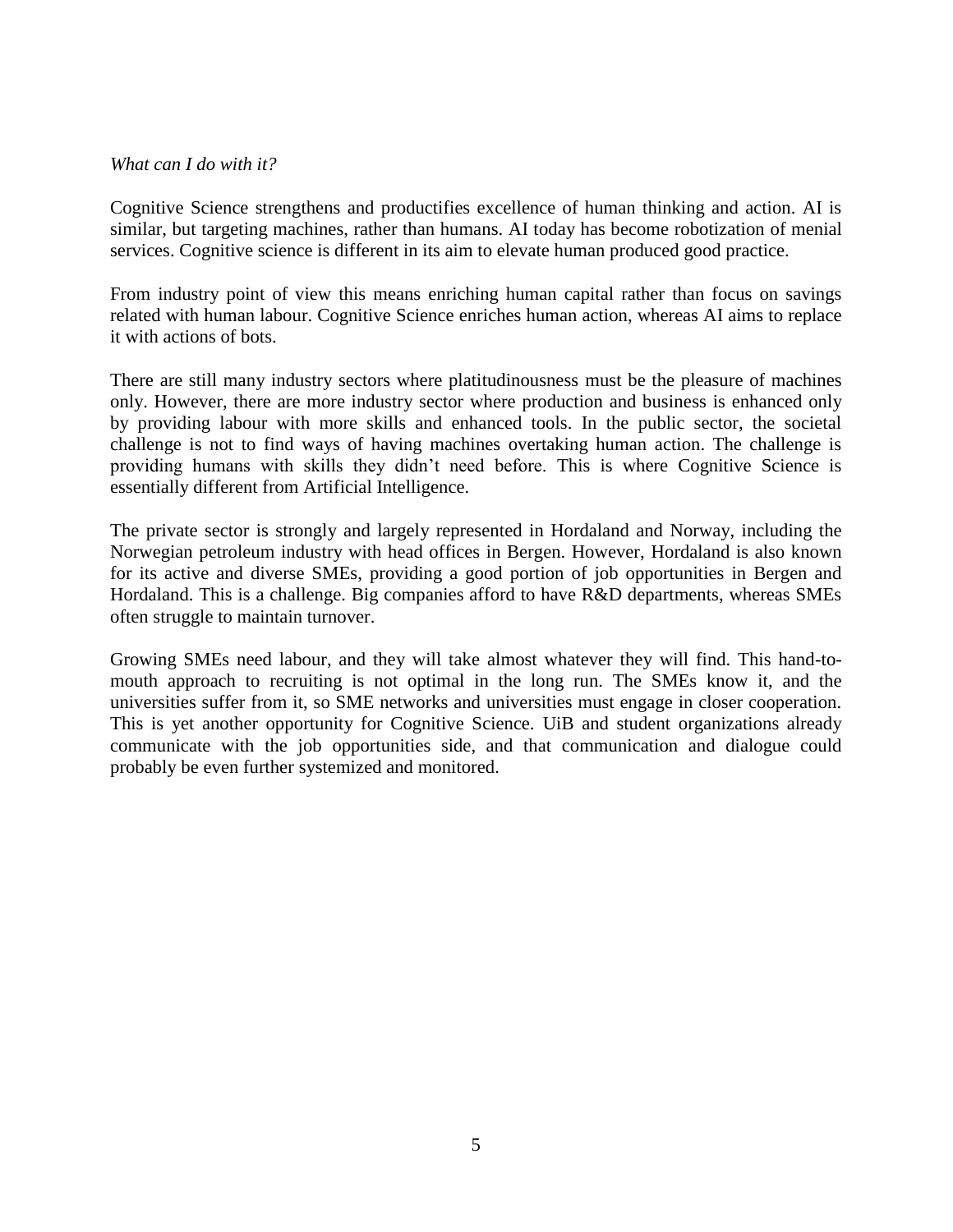*What can I do with it?*

Cognitive Science strengthens and productifies excellence of human thinking and action. AI is similar, but targeting machines, rather than humans. AI today has become robotization of menial services. Cognitive science is different in its aim to elevate human produced good practice.

From industry point of view this means enriching human capital rather than focus on savings related with human labour. Cognitive Science enriches human action, whereas AI aims to replace it with actions of bots.

There are still many industry sectors where platitudinousness must be the pleasure of machines only. However, there are more industry sector where production and business is enhanced only by providing labour with more skills and enhanced tools. In the public sector, the societal challenge is not to find ways of having machines overtaking human action. The challenge is providing humans with skills they didn't need before. This is where Cognitive Science is essentially different from Artificial Intelligence.

The private sector is strongly and largely represented in Hordaland and Norway, including the Norwegian petroleum industry with head offices in Bergen. However, Hordaland is also known for its active and diverse SMEs, providing a good portion of job opportunities in Bergen and Hordaland. This is a challenge. Big companies afford to have R&D departments, whereas SMEs often struggle to maintain turnover.

Growing SMEs need labour, and they will take almost whatever they will find. This hand-to-mouth approach to recruiting is not optimal in the long run. The SMEs know it, and the universities suffer from it, so SME networks and universities must engage in closer cooperation. This is yet another opportunity for Cognitive Science. UiB and student organizations already communicate with the job opportunities side, and that communication and dialogue could probably be even further systemized and monitored.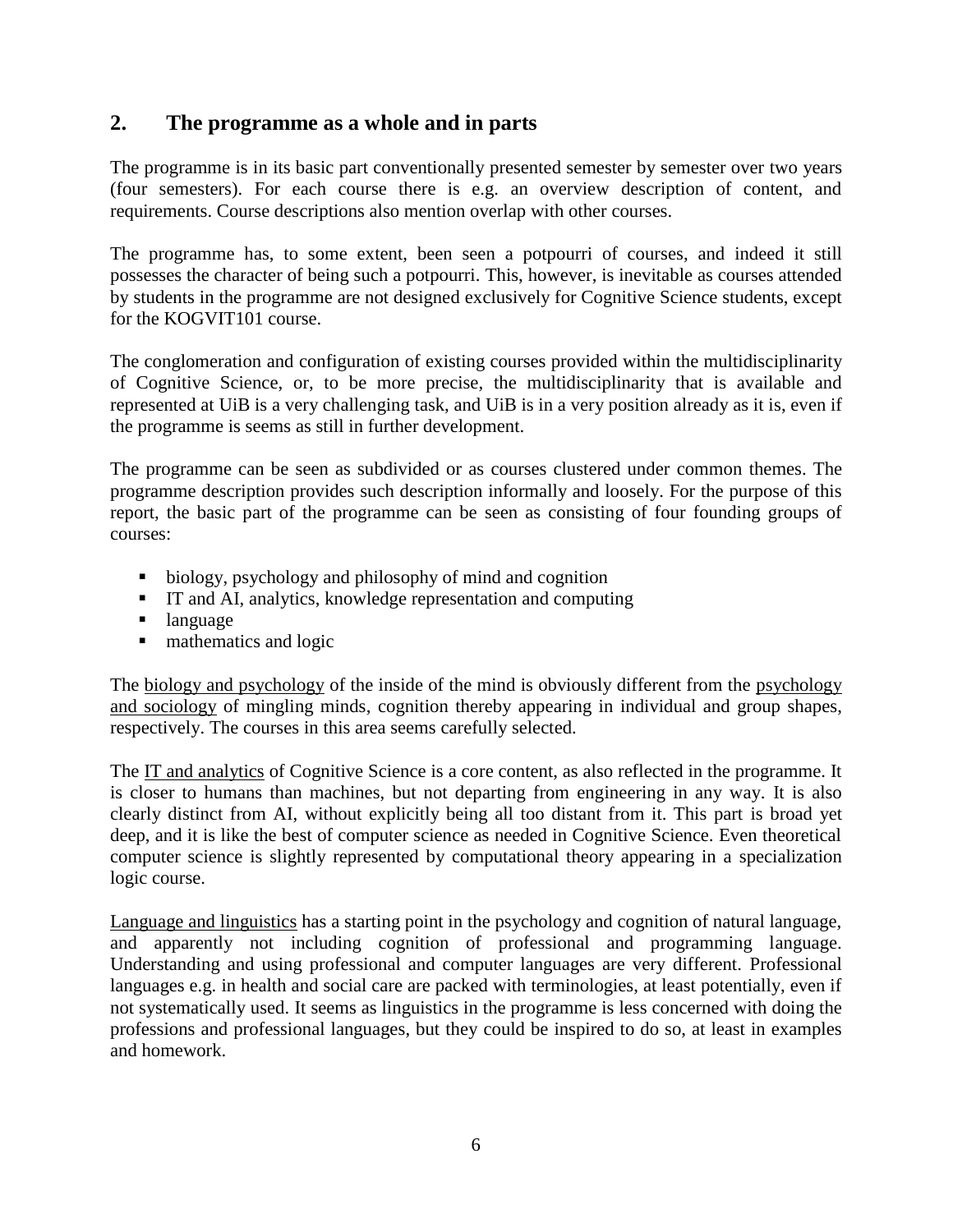## 2. The programme as a whole and in parts

The programme is in its basic part conventionally presented semester by semester over two years (four semesters). For each course there is e.g. an overview description of content, and requirements. Course descriptions also mention overlap with other courses.

The programme has, to some extent, been seen a potpourri of courses, and indeed it still possesses the character of being such a potpourri. This, however, is inevitable as courses attended by students in the programme are not designed exclusively for Cognitive Science students, except for the KOGVIT101 course.

The conglomeration and configuration of existing courses provided within the multidisciplinarity of Cognitive Science, or, to be more precise, the multidisciplinarity that is available and represented at UiB is a very challenging task, and UiB is in a very position already as it is, even if the programme is seems as still in further development.

The programme can be seen as subdivided or as courses clustered under common themes. The programme description provides such description informally and loosely. For the purpose of this report, the basic part of the programme can be seen as consisting of four founding groups of courses:

- biology, psychology and philosophy of mind and cognition
- IT and AI, analytics, knowledge representation and computing
- language
- mathematics and logic

The biology and psychology of the inside of the mind is obviously different from the psychology and sociology of mingling minds, cognition thereby appearing in individual and group shapes, respectively. The courses in this area seems carefully selected.

The IT and analytics of Cognitive Science is a core content, as also reflected in the programme. It is closer to humans than machines, but not departing from engineering in any way. It is also clearly distinct from AI, without explicitly being all too distant from it. This part is broad yet deep, and it is like the best of computer science as needed in Cognitive Science. Even theoretical computer science is slightly represented by computational theory appearing in a specialization logic course.

Language and linguistics has a starting point in the psychology and cognition of natural language, and apparently not including cognition of professional and programming language. Understanding and using professional and computer languages are very different. Professional languages e.g. in health and social care are packed with terminologies, at least potentially, even if not systematically used. It seems as linguistics in the programme is less concerned with doing the professions and professional languages, but they could be inspired to do so, at least in examples and homework.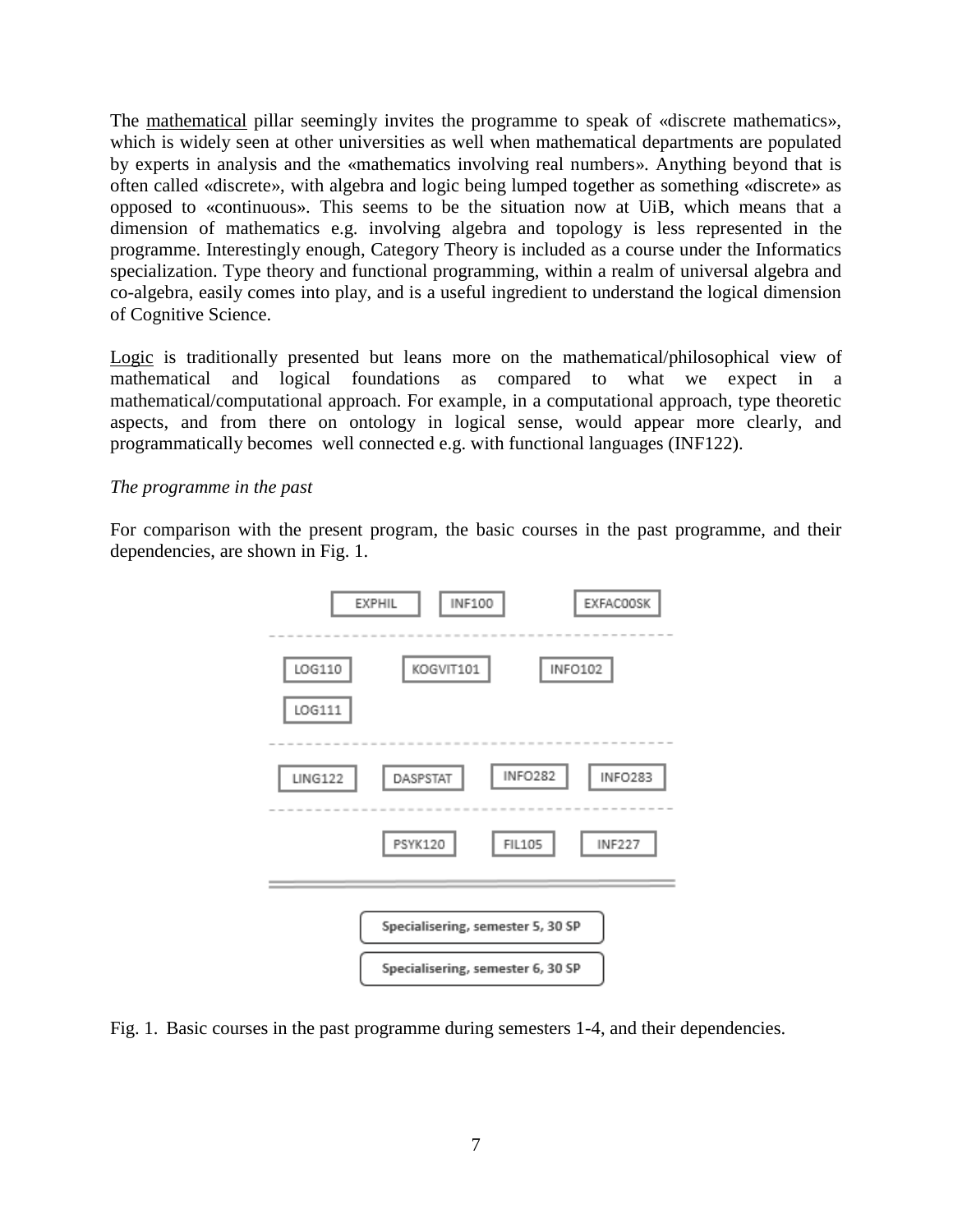The mathematical pillar seemingly invites the programme to speak of «discrete mathematics», which is widely seen at other universities as well when mathematical departments are populated by experts in analysis and the «mathematics involving real numbers». Anything beyond that is often called «discrete», with algebra and logic being lumped together as something «discrete» as opposed to «continuous». This seems to be the situation now at UiB, which means that a dimension of mathematics e.g. involving algebra and topology is less represented in the programme. Interestingly enough, Category Theory is included as a course under the Informatics specialization. Type theory and functional programming, within a realm of universal algebra and co-algebra, easily comes into play, and is a useful ingredient to understand the logical dimension of Cognitive Science.

Logic is traditionally presented but leans more on the mathematical/philosophical view of mathematical and logical foundations as compared to what we expect in a mathematical/computational approach. For example, in a computational approach, type theoretic aspects, and from there on ontology in logical sense, would appear more clearly, and programmatically becomes well connected e.g. with functional languages (INF122).

*The programme in the past*

For comparison with the present program, the basic courses in the past programme, and their dependencies, are shown in Fig. 1.

```
EXPHIL    INF100        EXFAC00SK
-------------------------------------
LOG110    KOGVIT101     INFO102
LOG111
-------------------------------------
LING122   DASPSTAT   INFO282   INFO283
-------------------------------------
          PSYK120    FIL105    INF227
=====================================
   Specialisering, semester 5, 30 SP
   Specialisering, semester 6, 30 SP
```

Fig. 1. Basic courses in the past programme during semesters 1-4, and their dependencies.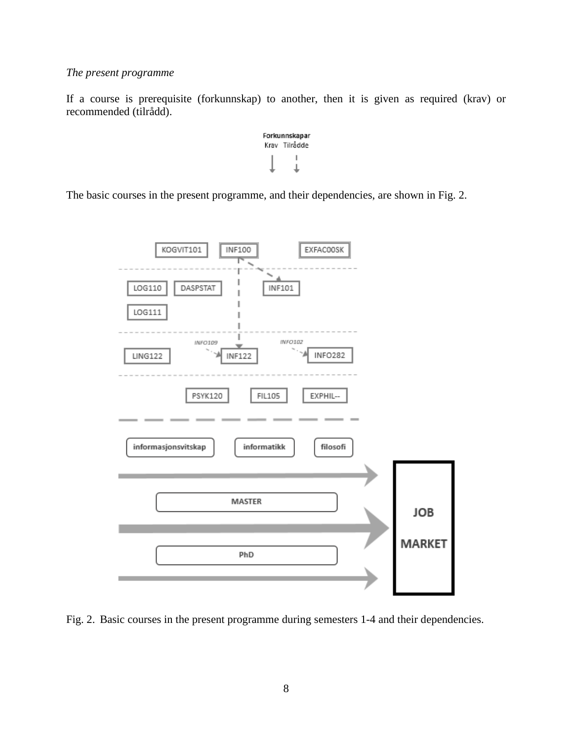*The present programme*

If a course is prerequisite (forkunnskap) to another, then it is given as required (krav) or recommended (tilrådd).

The basic courses in the present programme, and their dependencies, are shown in Fig. 2.

Fig. 2. Basic courses in the present programme during semesters 1-4 and their dependencies.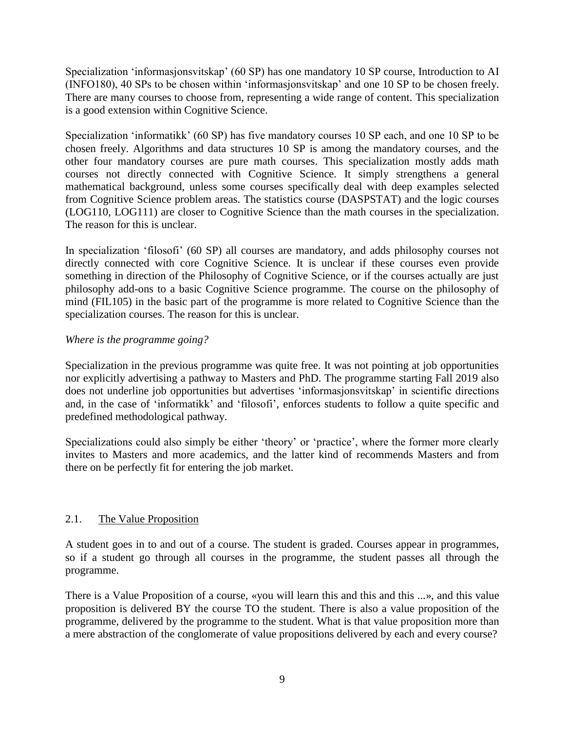Specialization 'informasjonsvitskap' (60 SP) has one mandatory 10 SP course, Introduction to AI (INFO180), 40 SPs to be chosen within 'informasjonsvitskap' and one 10 SP to be chosen freely. There are many courses to choose from, representing a wide range of content. This specialization is a good extension within Cognitive Science.

Specialization 'informatikk' (60 SP) has five mandatory courses 10 SP each, and one 10 SP to be chosen freely. Algorithms and data structures 10 SP is among the mandatory courses, and the other four mandatory courses are pure math courses. This specialization mostly adds math courses not directly connected with Cognitive Science. It simply strengthens a general mathematical background, unless some courses specifically deal with deep examples selected from Cognitive Science problem areas. The statistics course (DASPSTAT) and the logic courses (LOG110, LOG111) are closer to Cognitive Science than the math courses in the specialization. The reason for this is unclear.

In specialization 'filosofi' (60 SP) all courses are mandatory, and adds philosophy courses not directly connected with core Cognitive Science. It is unclear if these courses even provide something in direction of the Philosophy of Cognitive Science, or if the courses actually are just philosophy add-ons to a basic Cognitive Science programme. The course on the philosophy of mind (FIL105) in the basic part of the programme is more related to Cognitive Science than the specialization courses. The reason for this is unclear.

*Where is the programme going?*

Specialization in the previous programme was quite free. It was not pointing at job opportunities nor explicitly advertising a pathway to Masters and PhD. The programme starting Fall 2019 also does not underline job opportunities but advertises 'informasjonsvitskap' in scientific directions and, in the case of 'informatikk' and 'filosofi', enforces students to follow a quite specific and predefined methodological pathway.

Specializations could also simply be either 'theory' or 'practice', where the former more clearly invites to Masters and more academics, and the latter kind of recommends Masters and from there on be perfectly fit for entering the job market.

## 2.1. The Value Proposition

A student goes in to and out of a course. The student is graded. Courses appear in programmes, so if a student go through all courses in the programme, the student passes all through the programme.

There is a Value Proposition of a course, «you will learn this and this and this ...», and this value proposition is delivered BY the course TO the student. There is also a value proposition of the programme, delivered by the programme to the student. What is that value proposition more than a mere abstraction of the conglomerate of value propositions delivered by each and every course?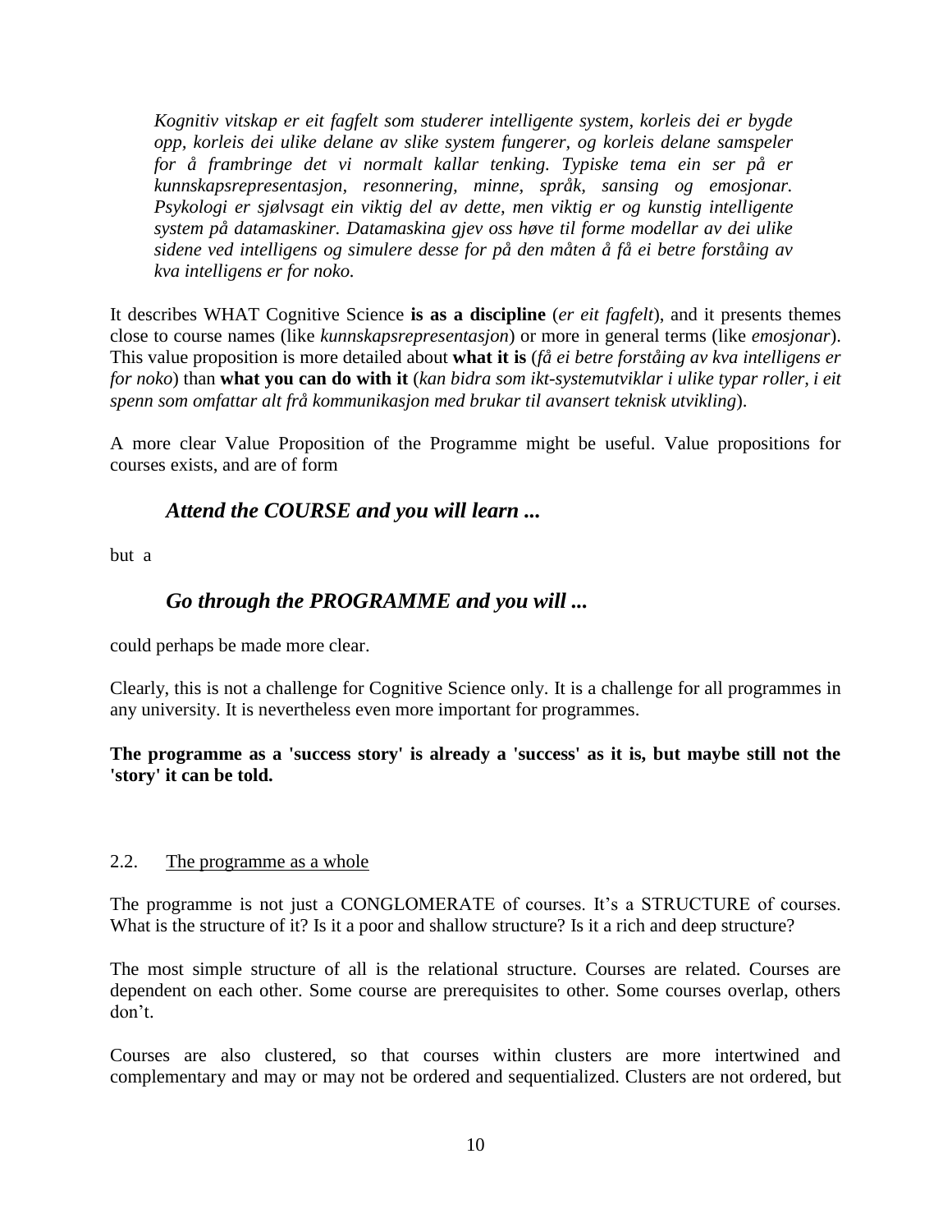*Kognitiv vitskap er eit fagfelt som studerer intelligente system, korleis dei er bygde opp, korleis dei ulike delane av slike system fungerer, og korleis delane samspeler for å frambringe det vi normalt kallar tenking. Typiske tema ein ser på er kunnskapsrepresentasjon, resonnering, minne, språk, sansing og emosjonar. Psykologi er sjølvsagt ein viktig del av dette, men viktig er og kunstig intelligente system på datamaskiner. Datamaskina gjev oss høve til forme modellar av dei ulike sidene ved intelligens og simulere desse for på den måten å få ei betre forståing av kva intelligens er for noko.*

It describes WHAT Cognitive Science **is as a discipline** (*er eit fagfelt*), and it presents themes close to course names (like *kunnskapsrepresentasjon*) or more in general terms (like *emosjonar*). This value proposition is more detailed about **what it is** (*få ei betre forståing av kva intelligens er for noko*) than **what you can do with it** (*kan bidra som ikt-systemutviklar i ulike typar roller, i eit spenn som omfattar alt frå kommunikasjon med brukar til avansert teknisk utvikling*).

A more clear Value Proposition of the Programme might be useful. Value propositions for courses exists, and are of form

***Attend the COURSE and you will learn ...***

but a

***Go through the PROGRAMME and you will ...***

could perhaps be made more clear.

Clearly, this is not a challenge for Cognitive Science only. It is a challenge for all programmes in any university. It is nevertheless even more important for programmes.

**The programme as a 'success story' is already a 'success' as it is, but maybe still not the 'story' it can be told.**

### 2.2. The programme as a whole

The programme is not just a CONGLOMERATE of courses. It's a STRUCTURE of courses. What is the structure of it? Is it a poor and shallow structure? Is it a rich and deep structure?

The most simple structure of all is the relational structure. Courses are related. Courses are dependent on each other. Some course are prerequisites to other. Some courses overlap, others don't.

Courses are also clustered, so that courses within clusters are more intertwined and complementary and may or may not be ordered and sequentialized. Clusters are not ordered, but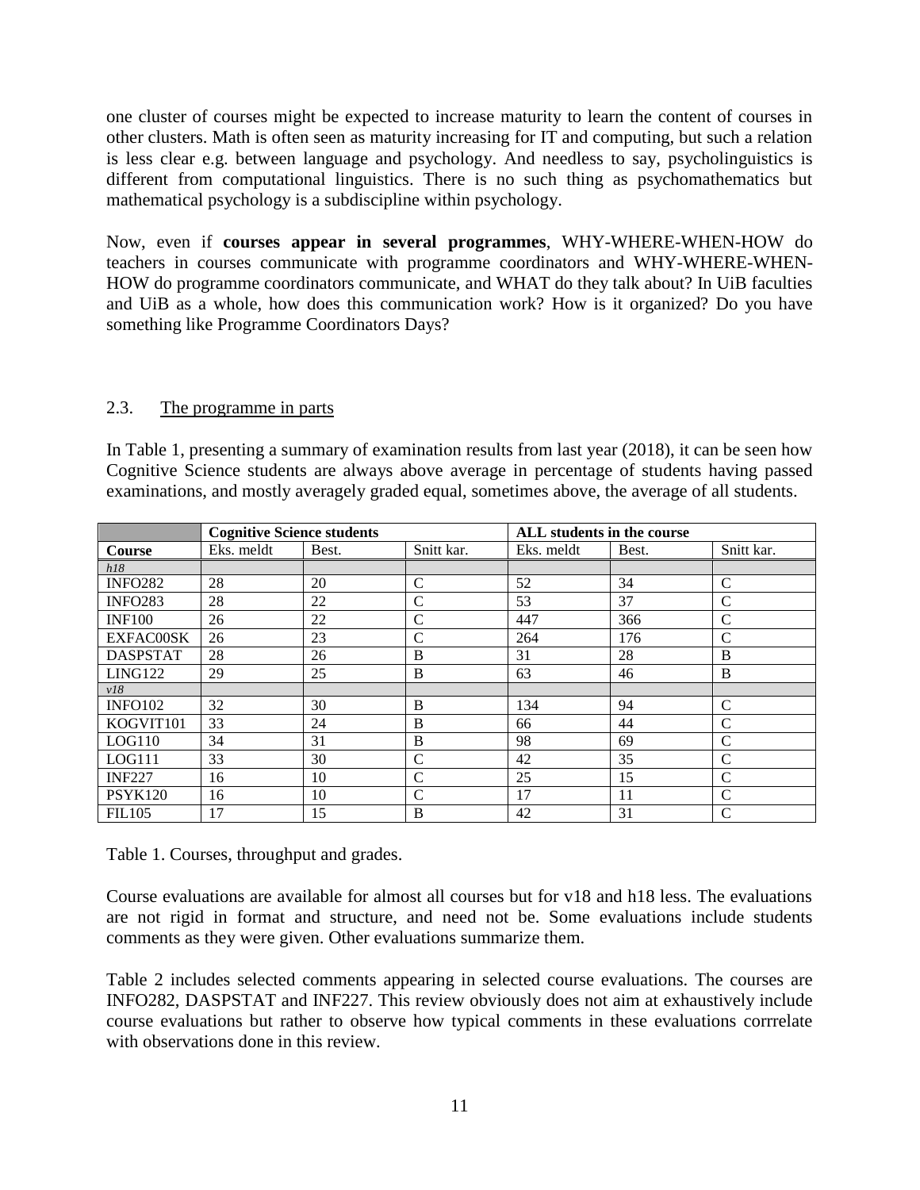one cluster of courses might be expected to increase maturity to learn the content of courses in other clusters. Math is often seen as maturity increasing for IT and computing, but such a relation is less clear e.g. between language and psychology. And needless to say, psycholinguistics is different from computational linguistics. There is no such thing as psychomathematics but mathematical psychology is a subdiscipline within psychology.

Now, even if **courses appear in several programmes**, WHY-WHERE-WHEN-HOW do teachers in courses communicate with programme coordinators and WHY-WHERE-WHEN-HOW do programme coordinators communicate, and WHAT do they talk about? In UiB faculties and UiB as a whole, how does this communication work? How is it organized? Do you have something like Programme Coordinators Days?

## 2.3. The programme in parts

In Table 1, presenting a summary of examination results from last year (2018), it can be seen how Cognitive Science students are always above average in percentage of students having passed examinations, and mostly averagely graded equal, sometimes above, the average of all students.

| | **Cognitive Science students** | | | **ALL students in the course** | | |
|---|---|---|---|---|---|---|
| **Course** | Eks. meldt | Best. | Snitt kar. | Eks. meldt | Best. | Snitt kar. |
| *h18* | | | | | | |
| INFO282 | 28 | 20 | C | 52 | 34 | C |
| INFO283 | 28 | 22 | C | 53 | 37 | C |
| INF100 | 26 | 22 | C | 447 | 366 | C |
| EXFAC00SK | 26 | 23 | C | 264 | 176 | C |
| DASPSTAT | 28 | 26 | B | 31 | 28 | B |
| LING122 | 29 | 25 | B | 63 | 46 | B |
| *v18* | | | | | | |
| INFO102 | 32 | 30 | B | 134 | 94 | C |
| KOGVIT101 | 33 | 24 | B | 66 | 44 | C |
| LOG110 | 34 | 31 | B | 98 | 69 | C |
| LOG111 | 33 | 30 | C | 42 | 35 | C |
| INF227 | 16 | 10 | C | 25 | 15 | C |
| PSYK120 | 16 | 10 | C | 17 | 11 | C |
| FIL105 | 17 | 15 | B | 42 | 31 | C |

Table 1. Courses, throughput and grades.

Course evaluations are available for almost all courses but for v18 and h18 less. The evaluations are not rigid in format and structure, and need not be. Some evaluations include students comments as they were given. Other evaluations summarize them.

Table 2 includes selected comments appearing in selected course evaluations. The courses are INFO282, DASPSTAT and INF227. This review obviously does not aim at exhaustively include course evaluations but rather to observe how typical comments in these evaluations corrrelate with observations done in this review.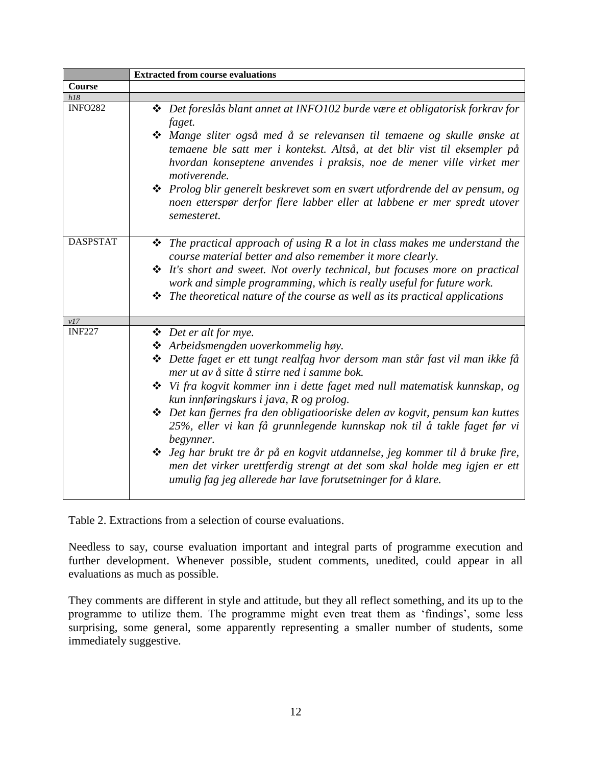| | Extracted from course evaluations |
|---|---|
| **Course** | |
| *h18* | |
| INFO282 | ❖ *Det foreslås blant annet at INFO102 burde være et obligatorisk forkrav for faget.*<br>❖ *Mange sliter også med å se relevansen til temaene og skulle ønske at temaene ble satt mer i kontekst. Altså, at det blir vist til eksempler på hvordan konseptene anvendes i praksis, noe de mener ville virket mer motiverende.*<br>❖ *Prolog blir generelt beskrevet som en svært utfordrende del av pensum, og noen etterspør derfor flere labber eller at labbene er mer spredt utover semesteret.* |
| DASPSTAT | ❖ *The practical approach of using R a lot in class makes me understand the course material better and also remember it more clearly.*<br>❖ *It's short and sweet. Not overly technical, but focuses more on practical work and simple programming, which is really useful for future work.*<br>❖ *The theoretical nature of the course as well as its practical applications* |
| *v17* | |
| INF227 | ❖ *Det er alt for mye.*<br>❖ *Arbeidsmengden uoverkommelig høy.*<br>❖ *Dette faget er ett tungt realfag hvor dersom man står fast vil man ikke få mer ut av å sitte å stirre ned i samme bok.*<br>❖ *Vi fra kogvit kommer inn i dette faget med null matematisk kunnskap, og kun innføringskurs i java, R og prolog.*<br>❖ *Det kan fjernes fra den obligatiooriske delen av kogvit, pensum kan kuttes 25%, eller vi kan få grunnlegende kunnskap nok til å takle faget før vi begynner.*<br>❖ *Jeg har brukt tre år på en kogvit utdannelse, jeg kommer til å bruke fire, men det virker urettferdig strengt at det som skal holde meg igjen er ett umulig fag jeg allerede har lave forutsetninger for å klare.* |

Table 2. Extractions from a selection of course evaluations.

Needless to say, course evaluation important and integral parts of programme execution and further development. Whenever possible, student comments, unedited, could appear in all evaluations as much as possible.

They comments are different in style and attitude, but they all reflect something, and its up to the programme to utilize them. The programme might even treat them as 'findings', some less surprising, some general, some apparently representing a smaller number of students, some immediately suggestive.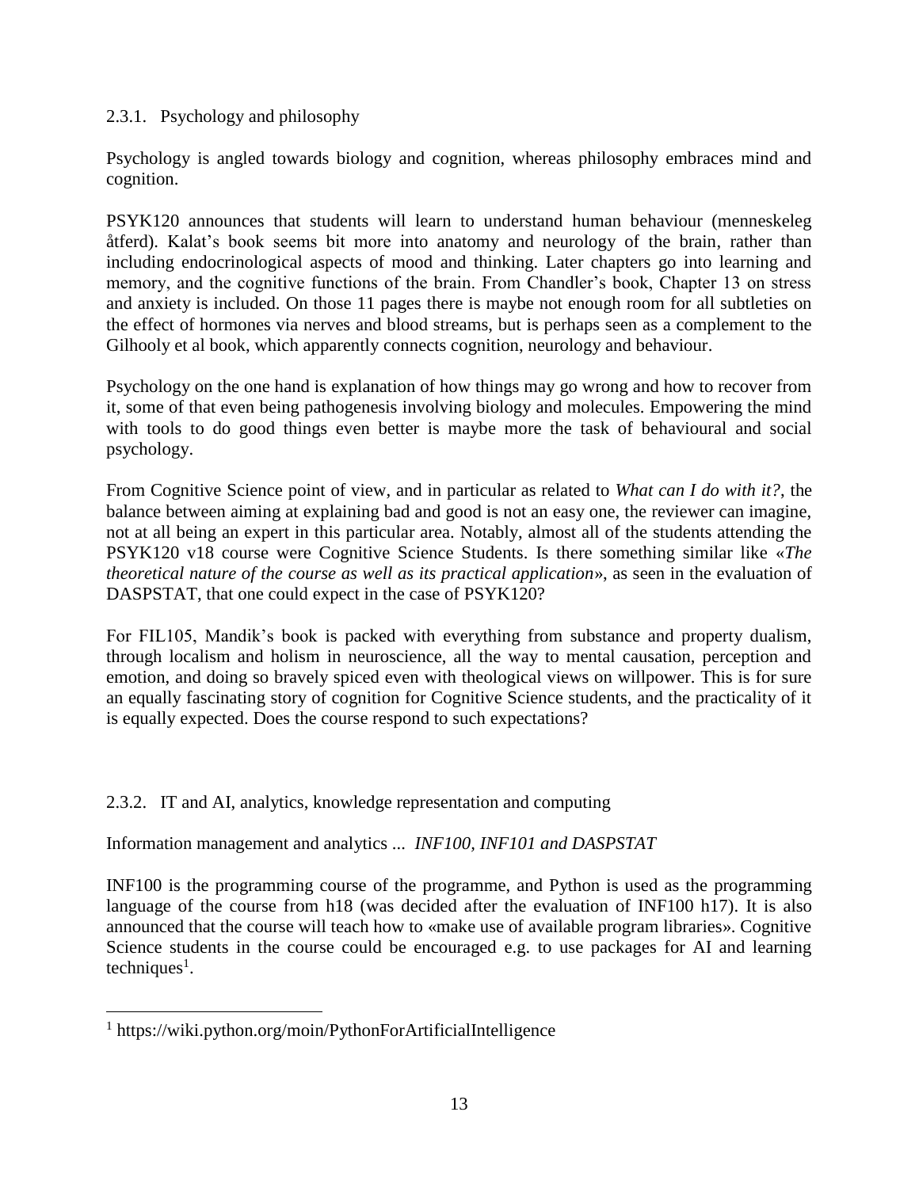### 2.3.1. Psychology and philosophy

Psychology is angled towards biology and cognition, whereas philosophy embraces mind and cognition.

PSYK120 announces that students will learn to understand human behaviour (menneskeleg åtferd). Kalat's book seems bit more into anatomy and neurology of the brain, rather than including endocrinological aspects of mood and thinking. Later chapters go into learning and memory, and the cognitive functions of the brain. From Chandler's book, Chapter 13 on stress and anxiety is included. On those 11 pages there is maybe not enough room for all subtleties on the effect of hormones via nerves and blood streams, but is perhaps seen as a complement to the Gilhooly et al book, which apparently connects cognition, neurology and behaviour.

Psychology on the one hand is explanation of how things may go wrong and how to recover from it, some of that even being pathogenesis involving biology and molecules. Empowering the mind with tools to do good things even better is maybe more the task of behavioural and social psychology.

From Cognitive Science point of view, and in particular as related to *What can I do with it?*, the balance between aiming at explaining bad and good is not an easy one, the reviewer can imagine, not at all being an expert in this particular area. Notably, almost all of the students attending the PSYK120 v18 course were Cognitive Science Students. Is there something similar like «*The theoretical nature of the course as well as its practical application*», as seen in the evaluation of DASPSTAT, that one could expect in the case of PSYK120?

For FIL105, Mandik's book is packed with everything from substance and property dualism, through localism and holism in neuroscience, all the way to mental causation, perception and emotion, and doing so bravely spiced even with theological views on willpower. This is for sure an equally fascinating story of cognition for Cognitive Science students, and the practicality of it is equally expected. Does the course respond to such expectations?

### 2.3.2. IT and AI, analytics, knowledge representation and computing

Information management and analytics ... *INF100, INF101 and DASPSTAT*

INF100 is the programming course of the programme, and Python is used as the programming language of the course from h18 (was decided after the evaluation of INF100 h17). It is also announced that the course will teach how to «make use of available program libraries». Cognitive Science students in the course could be encouraged e.g. to use packages for AI and learning techniques[1].

---

[1] https://wiki.python.org/moin/PythonForArtificialIntelligence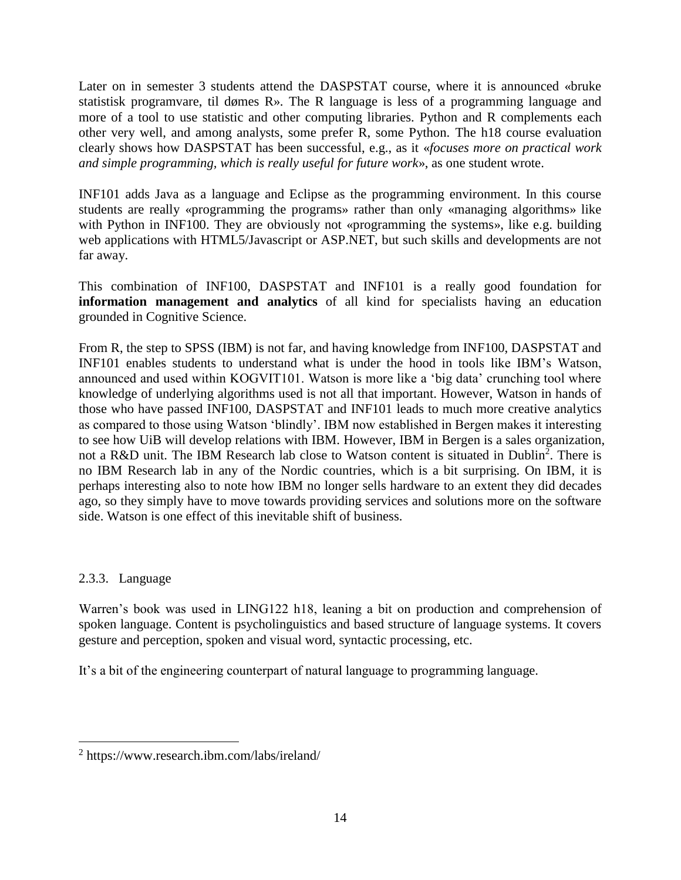Later on in semester 3 students attend the DASPSTAT course, where it is announced «bruke statistisk programvare, til dømes R». The R language is less of a programming language and more of a tool to use statistic and other computing libraries. Python and R complements each other very well, and among analysts, some prefer R, some Python. The h18 course evaluation clearly shows how DASPSTAT has been successful, e.g., as it «*focuses more on practical work and simple programming, which is really useful for future work*», as one student wrote.

INF101 adds Java as a language and Eclipse as the programming environment. In this course students are really «programming the programs» rather than only «managing algorithms» like with Python in INF100. They are obviously not «programming the systems», like e.g. building web applications with HTML5/Javascript or ASP.NET, but such skills and developments are not far away.

This combination of INF100, DASPSTAT and INF101 is a really good foundation for **information management and analytics** of all kind for specialists having an education grounded in Cognitive Science.

From R, the step to SPSS (IBM) is not far, and having knowledge from INF100, DASPSTAT and INF101 enables students to understand what is under the hood in tools like IBM's Watson, announced and used within KOGVIT101. Watson is more like a 'big data' crunching tool where knowledge of underlying algorithms used is not all that important. However, Watson in hands of those who have passed INF100, DASPSTAT and INF101 leads to much more creative analytics as compared to those using Watson 'blindly'. IBM now established in Bergen makes it interesting to see how UiB will develop relations with IBM. However, IBM in Bergen is a sales organization, not a R&D unit. The IBM Research lab close to Watson content is situated in Dublin[2]. There is no IBM Research lab in any of the Nordic countries, which is a bit surprising. On IBM, it is perhaps interesting also to note how IBM no longer sells hardware to an extent they did decades ago, so they simply have to move towards providing services and solutions more on the software side. Watson is one effect of this inevitable shift of business.

### 2.3.3. Language

Warren's book was used in LING122 h18, leaning a bit on production and comprehension of spoken language. Content is psycholinguistics and based structure of language systems. It covers gesture and perception, spoken and visual word, syntactic processing, etc.

It's a bit of the engineering counterpart of natural language to programming language.

---

[2] https://www.research.ibm.com/labs/ireland/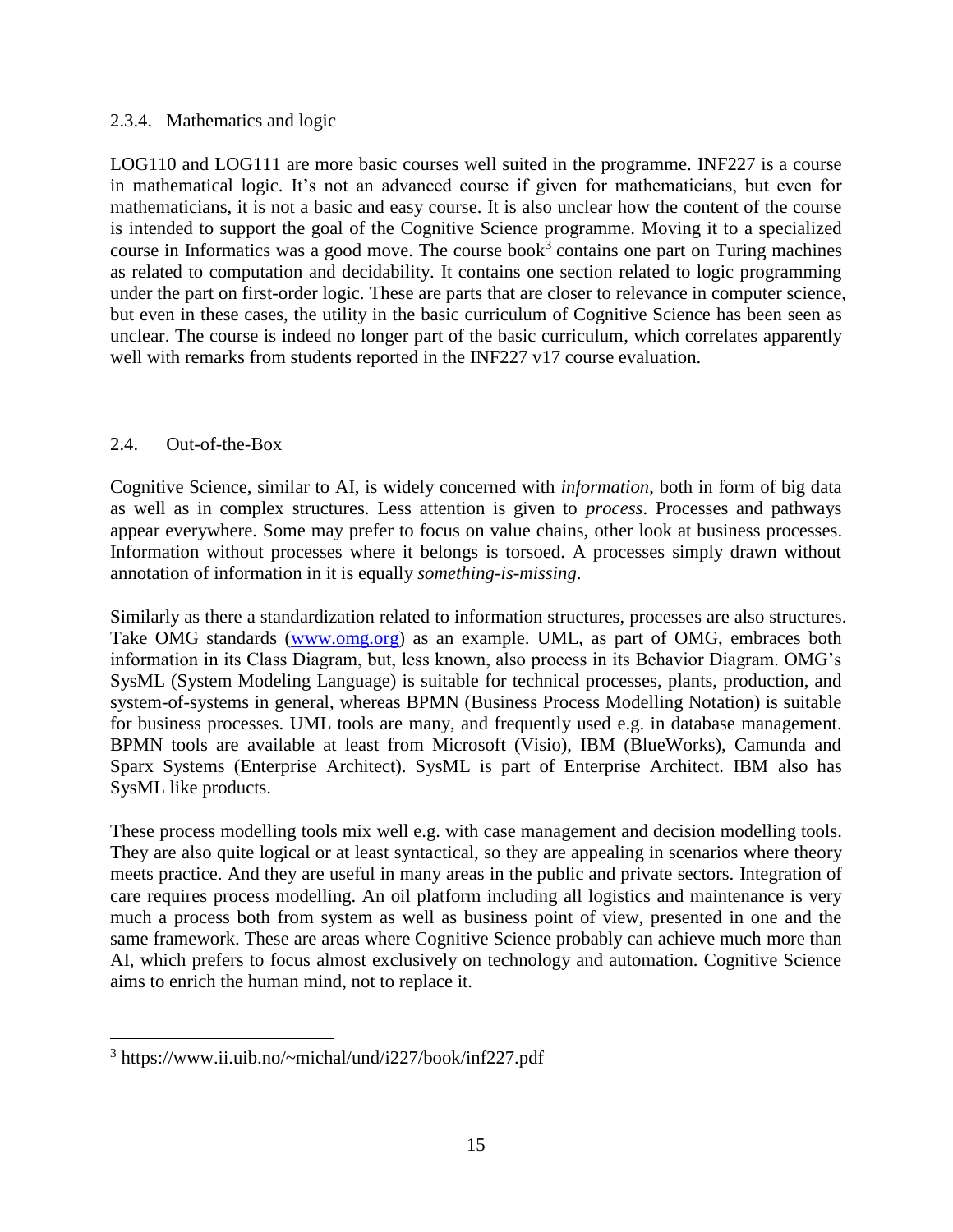### 2.3.4. Mathematics and logic

LOG110 and LOG111 are more basic courses well suited in the programme. INF227 is a course in mathematical logic. It's not an advanced course if given for mathematicians, but even for mathematicians, it is not a basic and easy course. It is also unclear how the content of the course is intended to support the goal of the Cognitive Science programme. Moving it to a specialized course in Informatics was a good move. The course book[3] contains one part on Turing machines as related to computation and decidability. It contains one section related to logic programming under the part on first-order logic. These are parts that are closer to relevance in computer science, but even in these cases, the utility in the basic curriculum of Cognitive Science has been seen as unclear. The course is indeed no longer part of the basic curriculum, which correlates apparently well with remarks from students reported in the INF227 v17 course evaluation.

## 2.4. Out-of-the-Box

Cognitive Science, similar to AI, is widely concerned with *information*, both in form of big data as well as in complex structures. Less attention is given to *process*. Processes and pathways appear everywhere. Some may prefer to focus on value chains, other look at business processes. Information without processes where it belongs is torsoed. A processes simply drawn without annotation of information in it is equally *something-is-missing*.

Similarly as there a standardization related to information structures, processes are also structures. Take OMG standards ([www.omg.org](www.omg.org)) as an example. UML, as part of OMG, embraces both information in its Class Diagram, but, less known, also process in its Behavior Diagram. OMG's SysML (System Modeling Language) is suitable for technical processes, plants, production, and system-of-systems in general, whereas BPMN (Business Process Modelling Notation) is suitable for business processes. UML tools are many, and frequently used e.g. in database management. BPMN tools are available at least from Microsoft (Visio), IBM (BlueWorks), Camunda and Sparx Systems (Enterprise Architect). SysML is part of Enterprise Architect. IBM also has SysML like products.

These process modelling tools mix well e.g. with case management and decision modelling tools. They are also quite logical or at least syntactical, so they are appealing in scenarios where theory meets practice. And they are useful in many areas in the public and private sectors. Integration of care requires process modelling. An oil platform including all logistics and maintenance is very much a process both from system as well as business point of view, presented in one and the same framework. These are areas where Cognitive Science probably can achieve much more than AI, which prefers to focus almost exclusively on technology and automation. Cognitive Science aims to enrich the human mind, not to replace it.

---

[3] https://www.ii.uib.no/~michal/und/i227/book/inf227.pdf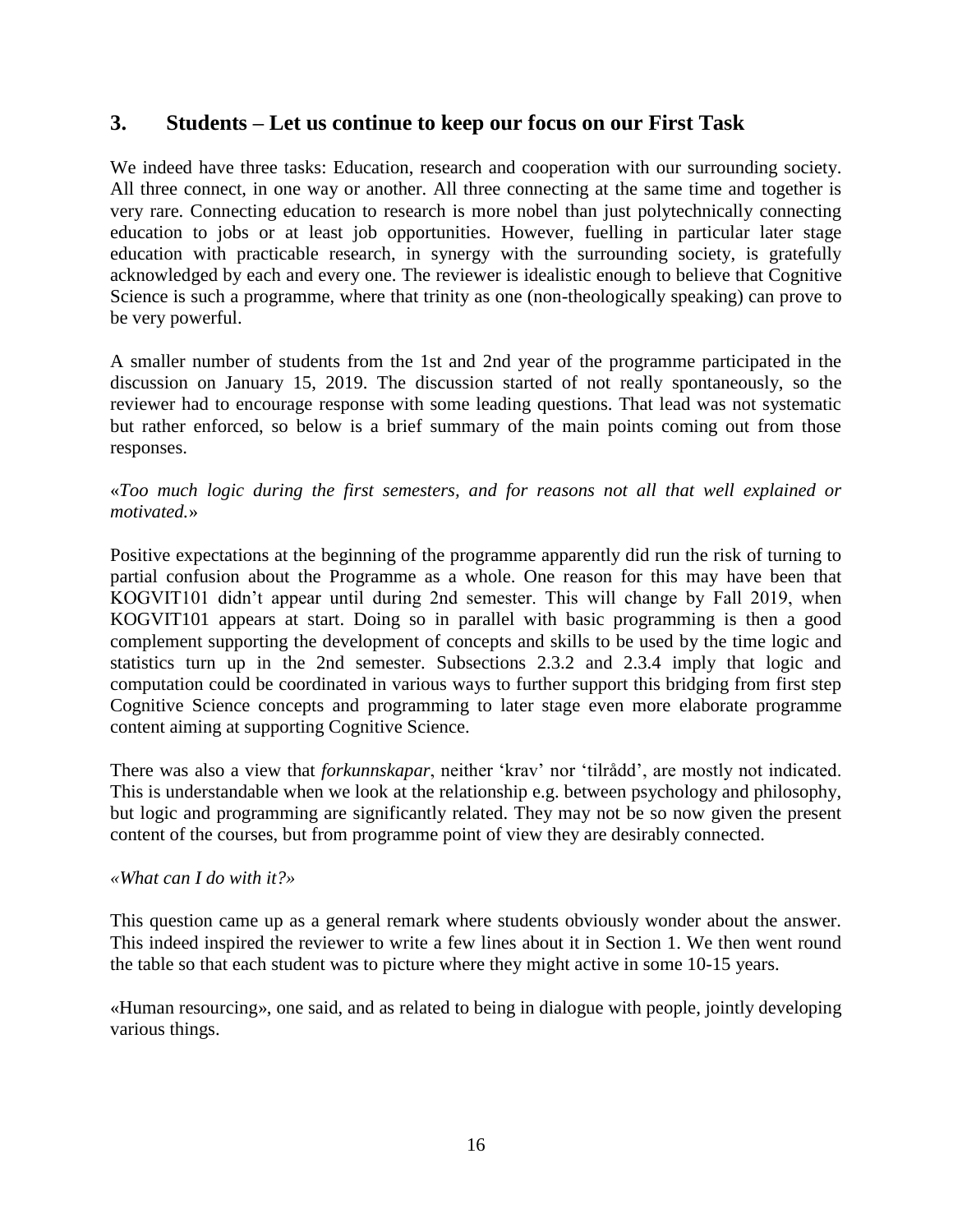## 3. Students – Let us continue to keep our focus on our First Task

We indeed have three tasks: Education, research and cooperation with our surrounding society. All three connect, in one way or another. All three connecting at the same time and together is very rare. Connecting education to research is more nobel than just polytechnically connecting education to jobs or at least job opportunities. However, fuelling in particular later stage education with practicable research, in synergy with the surrounding society, is gratefully acknowledged by each and every one. The reviewer is idealistic enough to believe that Cognitive Science is such a programme, where that trinity as one (non-theologically speaking) can prove to be very powerful.

A smaller number of students from the 1st and 2nd year of the programme participated in the discussion on January 15, 2019. The discussion started of not really spontaneously, so the reviewer had to encourage response with some leading questions. That lead was not systematic but rather enforced, so below is a brief summary of the main points coming out from those responses.

«*Too much logic during the first semesters, and for reasons not all that well explained or motivated.*»

Positive expectations at the beginning of the programme apparently did run the risk of turning to partial confusion about the Programme as a whole. One reason for this may have been that KOGVIT101 didn't appear until during 2nd semester. This will change by Fall 2019, when KOGVIT101 appears at start. Doing so in parallel with basic programming is then a good complement supporting the development of concepts and skills to be used by the time logic and statistics turn up in the 2nd semester. Subsections 2.3.2 and 2.3.4 imply that logic and computation could be coordinated in various ways to further support this bridging from first step Cognitive Science concepts and programming to later stage even more elaborate programme content aiming at supporting Cognitive Science.

There was also a view that *forkunnskapar*, neither 'krav' nor 'tilrådd', are mostly not indicated. This is understandable when we look at the relationship e.g. between psychology and philosophy, but logic and programming are significantly related. They may not be so now given the present content of the courses, but from programme point of view they are desirably connected.

*«What can I do with it?»*

This question came up as a general remark where students obviously wonder about the answer. This indeed inspired the reviewer to write a few lines about it in Section 1. We then went round the table so that each student was to picture where they might active in some 10-15 years.

«Human resourcing», one said, and as related to being in dialogue with people, jointly developing various things.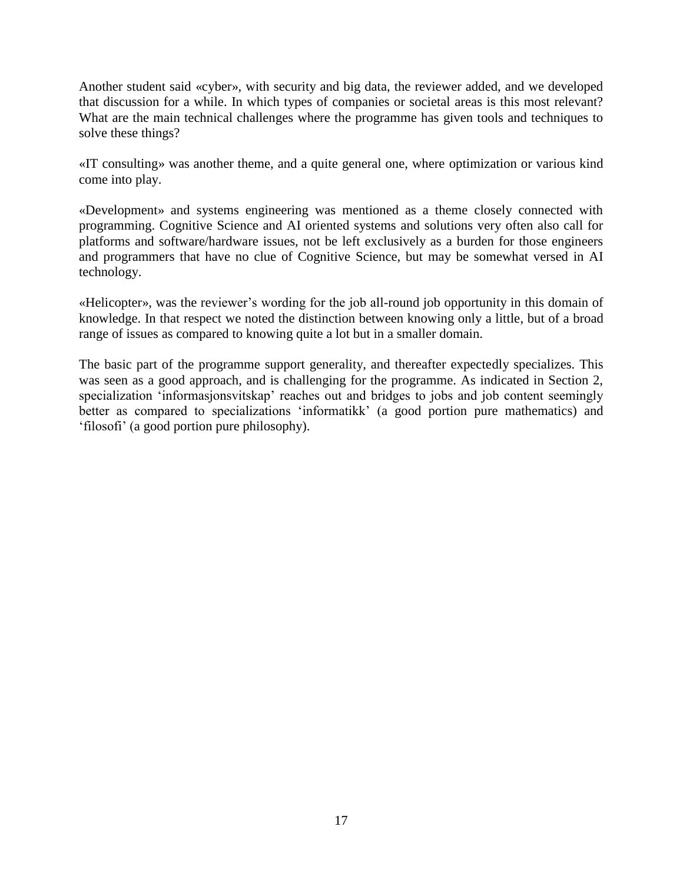Another student said «cyber», with security and big data, the reviewer added, and we developed that discussion for a while. In which types of companies or societal areas is this most relevant? What are the main technical challenges where the programme has given tools and techniques to solve these things?

«IT consulting» was another theme, and a quite general one, where optimization or various kind come into play.

«Development» and systems engineering was mentioned as a theme closely connected with programming. Cognitive Science and AI oriented systems and solutions very often also call for platforms and software/hardware issues, not be left exclusively as a burden for those engineers and programmers that have no clue of Cognitive Science, but may be somewhat versed in AI technology.

«Helicopter», was the reviewer's wording for the job all-round job opportunity in this domain of knowledge. In that respect we noted the distinction between knowing only a little, but of a broad range of issues as compared to knowing quite a lot but in a smaller domain.

The basic part of the programme support generality, and thereafter expectedly specializes. This was seen as a good approach, and is challenging for the programme. As indicated in Section 2, specialization 'informasjonsvitskap' reaches out and bridges to jobs and job content seemingly better as compared to specializations 'informatikk' (a good portion pure mathematics) and 'filosofi' (a good portion pure philosophy).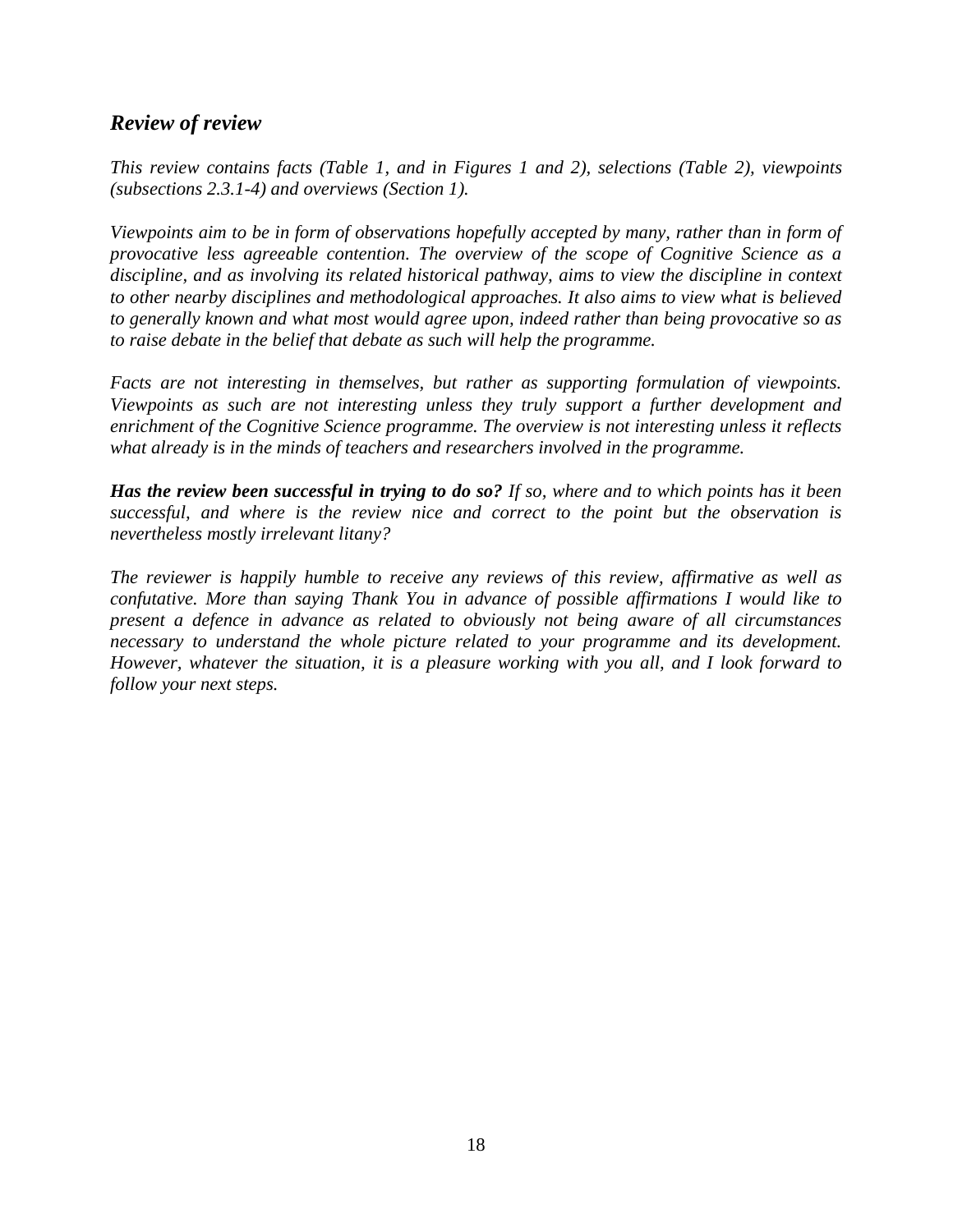## *Review of review*

*This review contains facts (Table 1, and in Figures 1 and 2), selections (Table 2), viewpoints (subsections 2.3.1-4) and overviews (Section 1).*

*Viewpoints aim to be in form of observations hopefully accepted by many, rather than in form of provocative less agreeable contention. The overview of the scope of Cognitive Science as a discipline, and as involving its related historical pathway, aims to view the discipline in context to other nearby disciplines and methodological approaches. It also aims to view what is believed to generally known and what most would agree upon, indeed rather than being provocative so as to raise debate in the belief that debate as such will help the programme.*

*Facts are not interesting in themselves, but rather as supporting formulation of viewpoints. Viewpoints as such are not interesting unless they truly support a further development and enrichment of the Cognitive Science programme. The overview is not interesting unless it reflects what already is in the minds of teachers and researchers involved in the programme.*

***Has the review been successful in trying to do so?*** *If so, where and to which points has it been successful, and where is the review nice and correct to the point but the observation is nevertheless mostly irrelevant litany?*

*The reviewer is happily humble to receive any reviews of this review, affirmative as well as confutative. More than saying Thank You in advance of possible affirmations I would like to present a defence in advance as related to obviously not being aware of all circumstances necessary to understand the whole picture related to your programme and its development. However, whatever the situation, it is a pleasure working with you all, and I look forward to follow your next steps.*